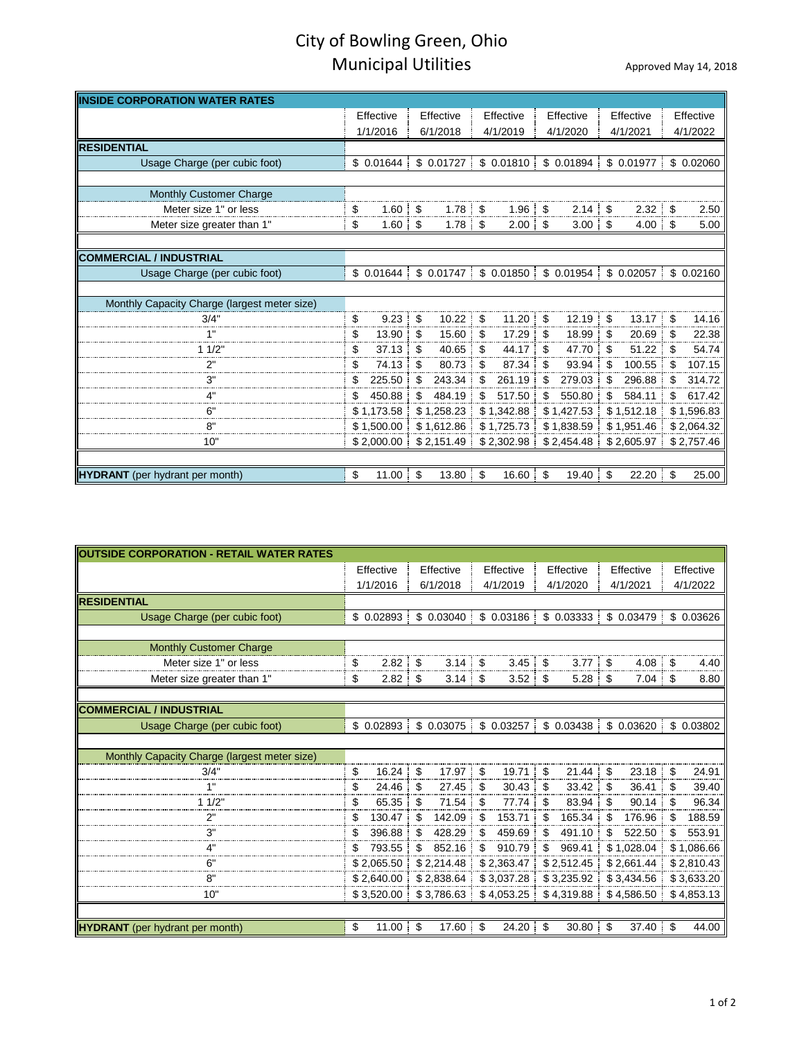# City of Bowling Green, Ohio
## Municipal Utilities

Approved May 14, 2018

| INSIDE CORPORATION WATER RATES | | | | | | |
|---|---|---|---|---|---|---|
| | Effective 1/1/2016 | Effective 6/1/2018 | Effective 4/1/2019 | Effective 4/1/2020 | Effective 4/1/2021 | Effective 4/1/2022 |
| **RESIDENTIAL** | | | | | | |
| Usage Charge (per cubic foot) | $ 0.01644 | $ 0.01727 | $ 0.01810 | $ 0.01894 | $ 0.01977 | $ 0.02060 |
| | | | | | | |
| Monthly Customer Charge | | | | | | |
| Meter size 1" or less | $ 1.60 | $ 1.78 | $ 1.96 | $ 2.14 | $ 2.32 | $ 2.50 |
| Meter size greater than 1" | $ 1.60 | $ 1.78 | $ 2.00 | $ 3.00 | $ 4.00 | $ 5.00 |
| | | | | | | |
| **COMMERCIAL / INDUSTRIAL** | | | | | | |
| Usage Charge (per cubic foot) | $ 0.01644 | $ 0.01747 | $ 0.01850 | $ 0.01954 | $ 0.02057 | $ 0.02160 |
| | | | | | | |
| Monthly Capacity Charge (largest meter size) | | | | | | |
| 3/4" | $ 9.23 | $ 10.22 | $ 11.20 | $ 12.19 | $ 13.17 | $ 14.16 |
| 1" | $ 13.90 | $ 15.60 | $ 17.29 | $ 18.99 | $ 20.69 | $ 22.38 |
| 1 1/2" | $ 37.13 | $ 40.65 | $ 44.17 | $ 47.70 | $ 51.22 | $ 54.74 |
| 2" | $ 74.13 | $ 80.73 | $ 87.34 | $ 93.94 | $ 100.55 | $ 107.15 |
| 3" | $ 225.50 | $ 243.34 | $ 261.19 | $ 279.03 | $ 296.88 | $ 314.72 |
| 4" | $ 450.88 | $ 484.19 | $ 517.50 | $ 550.80 | $ 584.11 | $ 617.42 |
| 6" | $ 1,173.58 | $ 1,258.23 | $ 1,342.88 | $ 1,427.53 | $ 1,512.18 | $ 1,596.83 |
| 8" | $ 1,500.00 | $ 1,612.86 | $ 1,725.73 | $ 1,838.59 | $ 1,951.46 | $ 2,064.32 |
| 10" | $ 2,000.00 | $ 2,151.49 | $ 2,302.98 | $ 2,454.48 | $ 2,605.97 | $ 2,757.46 |
| | | | | | | |
| **HYDRANT** (per hydrant per month) | $ 11.00 | $ 13.80 | $ 16.60 | $ 19.40 | $ 22.20 | $ 25.00 |

| OUTSIDE CORPORATION - RETAIL WATER RATES | | | | | | |
|---|---|---|---|---|---|---|
| | Effective 1/1/2016 | Effective 6/1/2018 | Effective 4/1/2019 | Effective 4/1/2020 | Effective 4/1/2021 | Effective 4/1/2022 |
| **RESIDENTIAL** | | | | | | |
| Usage Charge (per cubic foot) | $ 0.02893 | $ 0.03040 | $ 0.03186 | $ 0.03333 | $ 0.03479 | $ 0.03626 |
| | | | | | | |
| Monthly Customer Charge | | | | | | |
| Meter size 1" or less | $ 2.82 | $ 3.14 | $ 3.45 | $ 3.77 | $ 4.08 | $ 4.40 |
| Meter size greater than 1" | $ 2.82 | $ 3.14 | $ 3.52 | $ 5.28 | $ 7.04 | $ 8.80 |
| | | | | | | |
| **COMMERCIAL / INDUSTRIAL** | | | | | | |
| Usage Charge (per cubic foot) | $ 0.02893 | $ 0.03075 | $ 0.03257 | $ 0.03438 | $ 0.03620 | $ 0.03802 |
| | | | | | | |
| Monthly Capacity Charge (largest meter size) | | | | | | |
| 3/4" | $ 16.24 | $ 17.97 | $ 19.71 | $ 21.44 | $ 23.18 | $ 24.91 |
| 1" | $ 24.46 | $ 27.45 | $ 30.43 | $ 33.42 | $ 36.41 | $ 39.40 |
| 1 1/2" | $ 65.35 | $ 71.54 | $ 77.74 | $ 83.94 | $ 90.14 | $ 96.34 |
| 2" | $ 130.47 | $ 142.09 | $ 153.71 | $ 165.34 | $ 176.96 | $ 188.59 |
| 3" | $ 396.88 | $ 428.29 | $ 459.69 | $ 491.10 | $ 522.50 | $ 553.91 |
| 4" | $ 793.55 | $ 852.16 | $ 910.79 | $ 969.41 | $ 1,028.04 | $ 1,086.66 |
| 6" | $ 2,065.50 | $ 2,214.48 | $ 2,363.47 | $ 2,512.45 | $ 2,661.44 | $ 2,810.43 |
| 8" | $ 2,640.00 | $ 2,838.64 | $ 3,037.28 | $ 3,235.92 | $ 3,434.56 | $ 3,633.20 |
| 10" | $ 3,520.00 | $ 3,786.63 | $ 4,053.25 | $ 4,319.88 | $ 4,586.50 | $ 4,853.13 |
| | | | | | | |
| **HYDRANT** (per hydrant per month) | $ 11.00 | $ 17.60 | $ 24.20 | $ 30.80 | $ 37.40 | $ 44.00 |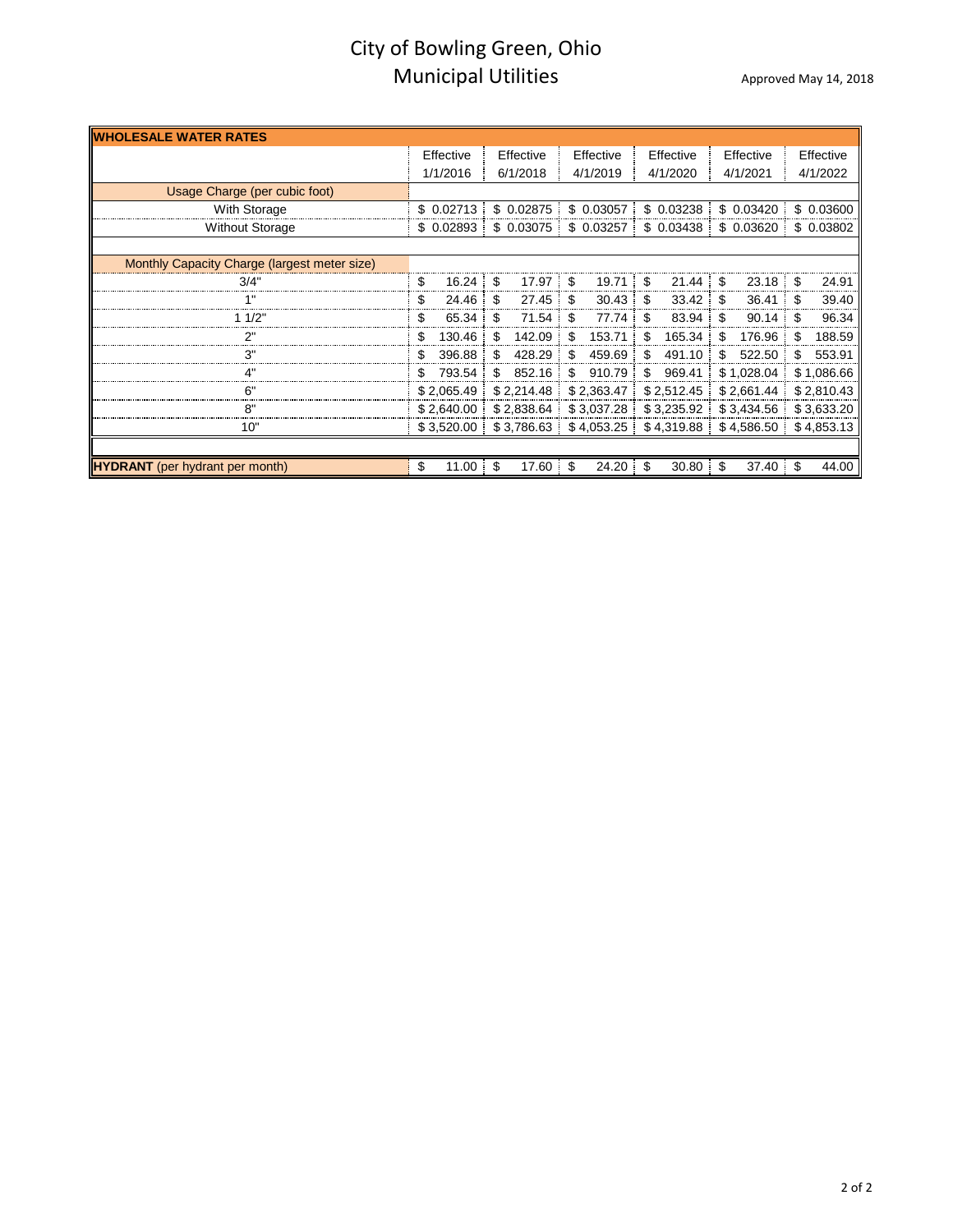# City of Bowling Green, Ohio
## Municipal Utilities

Approved May 14, 2018

| WHOLESALE WATER RATES | | | | | | |
|---|---|---|---|---|---|---|
| | Effective 1/1/2016 | Effective 6/1/2018 | Effective 4/1/2019 | Effective 4/1/2020 | Effective 4/1/2021 | Effective 4/1/2022 |
| Usage Charge (per cubic foot) | | | | | | |
| With Storage | $ 0.02713 | $ 0.02875 | $ 0.03057 | $ 0.03238 | $ 0.03420 | $ 0.03600 |
| Without Storage | $ 0.02893 | $ 0.03075 | $ 0.03257 | $ 0.03438 | $ 0.03620 | $ 0.03802 |
| | | | | | | |
| Monthly Capacity Charge (largest meter size) | | | | | | |
| 3/4" | $ 16.24 | $ 17.97 | $ 19.71 | $ 21.44 | $ 23.18 | $ 24.91 |
| 1" | $ 24.46 | $ 27.45 | $ 30.43 | $ 33.42 | $ 36.41 | $ 39.40 |
| 1 1/2" | $ 65.34 | $ 71.54 | $ 77.74 | $ 83.94 | $ 90.14 | $ 96.34 |
| 2" | $ 130.46 | $ 142.09 | $ 153.71 | $ 165.34 | $ 176.96 | $ 188.59 |
| 3" | $ 396.88 | $ 428.29 | $ 459.69 | $ 491.10 | $ 522.50 | $ 553.91 |
| 4" | $ 793.54 | $ 852.16 | $ 910.79 | $ 969.41 | $ 1,028.04 | $ 1,086.66 |
| 6" | $ 2,065.49 | $ 2,214.48 | $ 2,363.47 | $ 2,512.45 | $ 2,661.44 | $ 2,810.43 |
| 8" | $ 2,640.00 | $ 2,838.64 | $ 3,037.28 | $ 3,235.92 | $ 3,434.56 | $ 3,633.20 |
| 10" | $ 3,520.00 | $ 3,786.63 | $ 4,053.25 | $ 4,319.88 | $ 4,586.50 | $ 4,853.13 |
| | | | | | | |
| **HYDRANT** (per hydrant per month) | $ 11.00 | $ 17.60 | $ 24.20 | $ 30.80 | $ 37.40 | $ 44.00 |